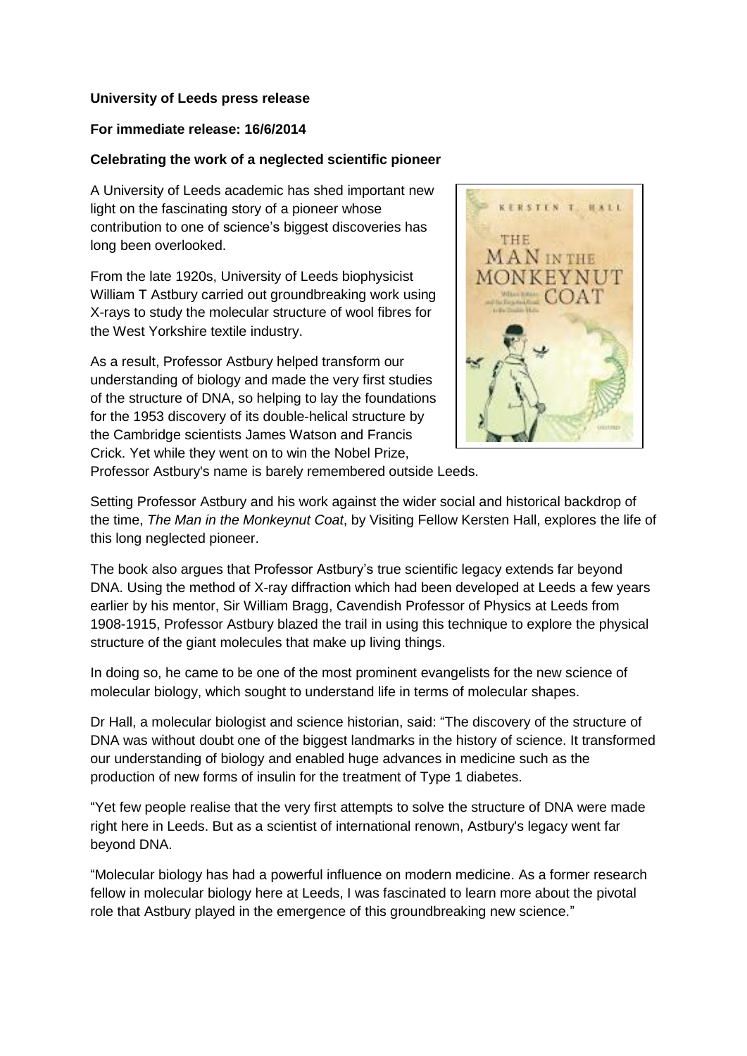**University of Leeds press release**

**For immediate release: 16/6/2014**

**Celebrating the work of a neglected scientific pioneer**

A University of Leeds academic has shed important new light on the fascinating story of a pioneer whose contribution to one of science's biggest discoveries has long been overlooked.

From the late 1920s, University of Leeds biophysicist William T Astbury carried out groundbreaking work using X-rays to study the molecular structure of wool fibres for the West Yorkshire textile industry.

As a result, Professor Astbury helped transform our understanding of biology and made the very first studies of the structure of DNA, so helping to lay the foundations for the 1953 discovery of its double-helical structure by the Cambridge scientists James Watson and Francis Crick. Yet while they went on to win the Nobel Prize, Professor Astbury's name is barely remembered outside Leeds.

Setting Professor Astbury and his work against the wider social and historical backdrop of the time, *The Man in the Monkeynut Coat*, by Visiting Fellow Kersten Hall, explores the life of this long neglected pioneer.

The book also argues that Professor Astbury's true scientific legacy extends far beyond DNA. Using the method of X-ray diffraction which had been developed at Leeds a few years earlier by his mentor, Sir William Bragg, Cavendish Professor of Physics at Leeds from 1908-1915, Professor Astbury blazed the trail in using this technique to explore the physical structure of the giant molecules that make up living things.

In doing so, he came to be one of the most prominent evangelists for the new science of molecular biology, which sought to understand life in terms of molecular shapes.

Dr Hall, a molecular biologist and science historian, said: "The discovery of the structure of DNA was without doubt one of the biggest landmarks in the history of science. It transformed our understanding of biology and enabled huge advances in medicine such as the production of new forms of insulin for the treatment of Type 1 diabetes.

"Yet few people realise that the very first attempts to solve the structure of DNA were made right here in Leeds. But as a scientist of international renown, Astbury's legacy went far beyond DNA.

"Molecular biology has had a powerful influence on modern medicine. As a former research fellow in molecular biology here at Leeds, I was fascinated to learn more about the pivotal role that Astbury played in the emergence of this groundbreaking new science."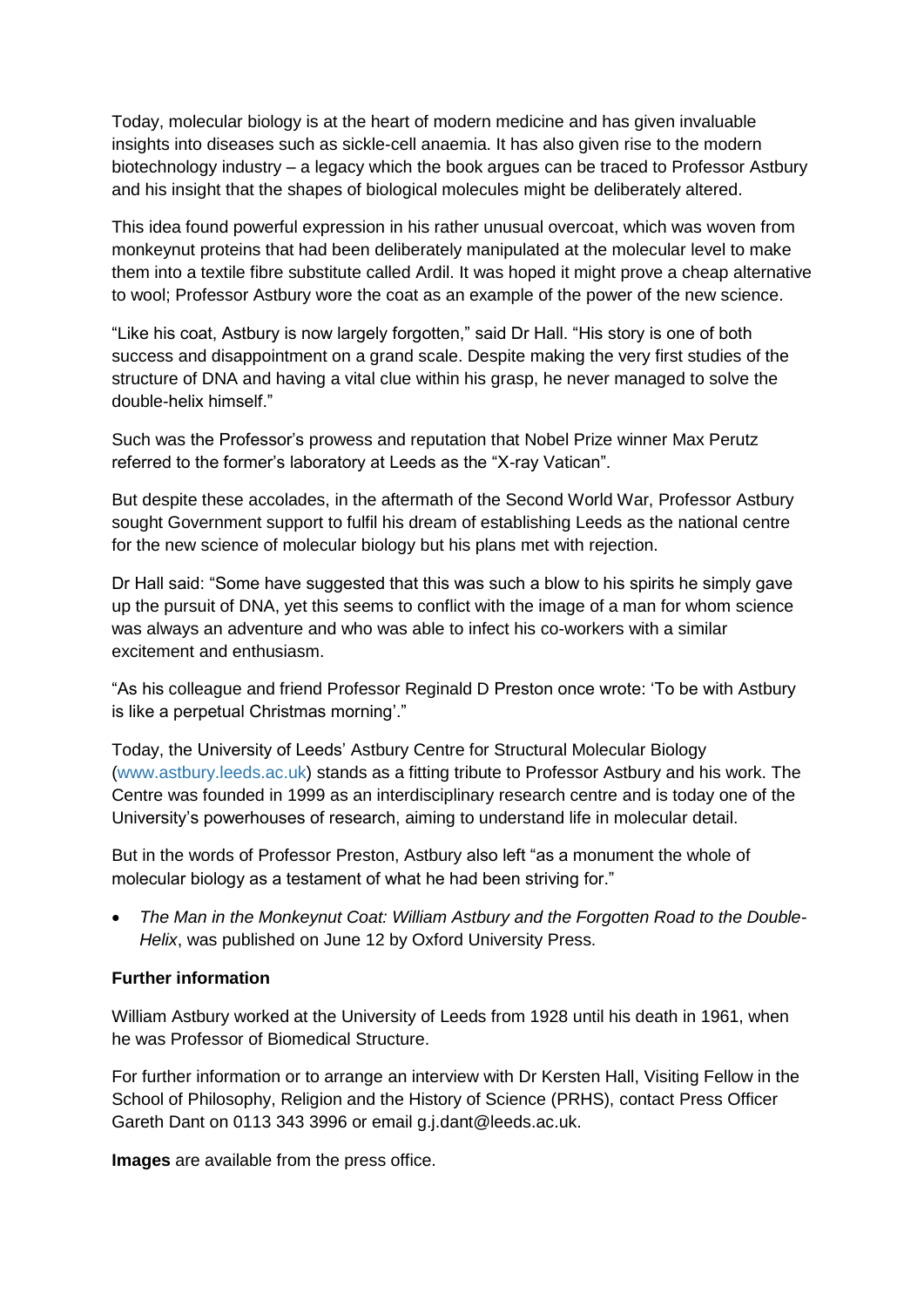Today, molecular biology is at the heart of modern medicine and has given invaluable insights into diseases such as sickle-cell anaemia. It has also given rise to the modern biotechnology industry – a legacy which the book argues can be traced to Professor Astbury and his insight that the shapes of biological molecules might be deliberately altered.

This idea found powerful expression in his rather unusual overcoat, which was woven from monkeynut proteins that had been deliberately manipulated at the molecular level to make them into a textile fibre substitute called Ardil. It was hoped it might prove a cheap alternative to wool; Professor Astbury wore the coat as an example of the power of the new science.

"Like his coat, Astbury is now largely forgotten," said Dr Hall. "His story is one of both success and disappointment on a grand scale. Despite making the very first studies of the structure of DNA and having a vital clue within his grasp, he never managed to solve the double-helix himself."

Such was the Professor's prowess and reputation that Nobel Prize winner Max Perutz referred to the former's laboratory at Leeds as the "X-ray Vatican".

But despite these accolades, in the aftermath of the Second World War, Professor Astbury sought Government support to fulfil his dream of establishing Leeds as the national centre for the new science of molecular biology but his plans met with rejection.

Dr Hall said: "Some have suggested that this was such a blow to his spirits he simply gave up the pursuit of DNA, yet this seems to conflict with the image of a man for whom science was always an adventure and who was able to infect his co-workers with a similar excitement and enthusiasm.

"As his colleague and friend Professor Reginald D Preston once wrote: 'To be with Astbury is like a perpetual Christmas morning'."

Today, the University of Leeds' Astbury Centre for Structural Molecular Biology (www.astbury.leeds.ac.uk) stands as a fitting tribute to Professor Astbury and his work. The Centre was founded in 1999 as an interdisciplinary research centre and is today one of the University's powerhouses of research, aiming to understand life in molecular detail.

But in the words of Professor Preston, Astbury also left "as a monument the whole of molecular biology as a testament of what he had been striving for."

- *The Man in the Monkeynut Coat: William Astbury and the Forgotten Road to the Double-Helix*, was published on June 12 by Oxford University Press.

**Further information**

William Astbury worked at the University of Leeds from 1928 until his death in 1961, when he was Professor of Biomedical Structure.

For further information or to arrange an interview with Dr Kersten Hall, Visiting Fellow in the School of Philosophy, Religion and the History of Science (PRHS), contact Press Officer Gareth Dant on 0113 343 3996 or email g.j.dant@leeds.ac.uk.

**Images** are available from the press office.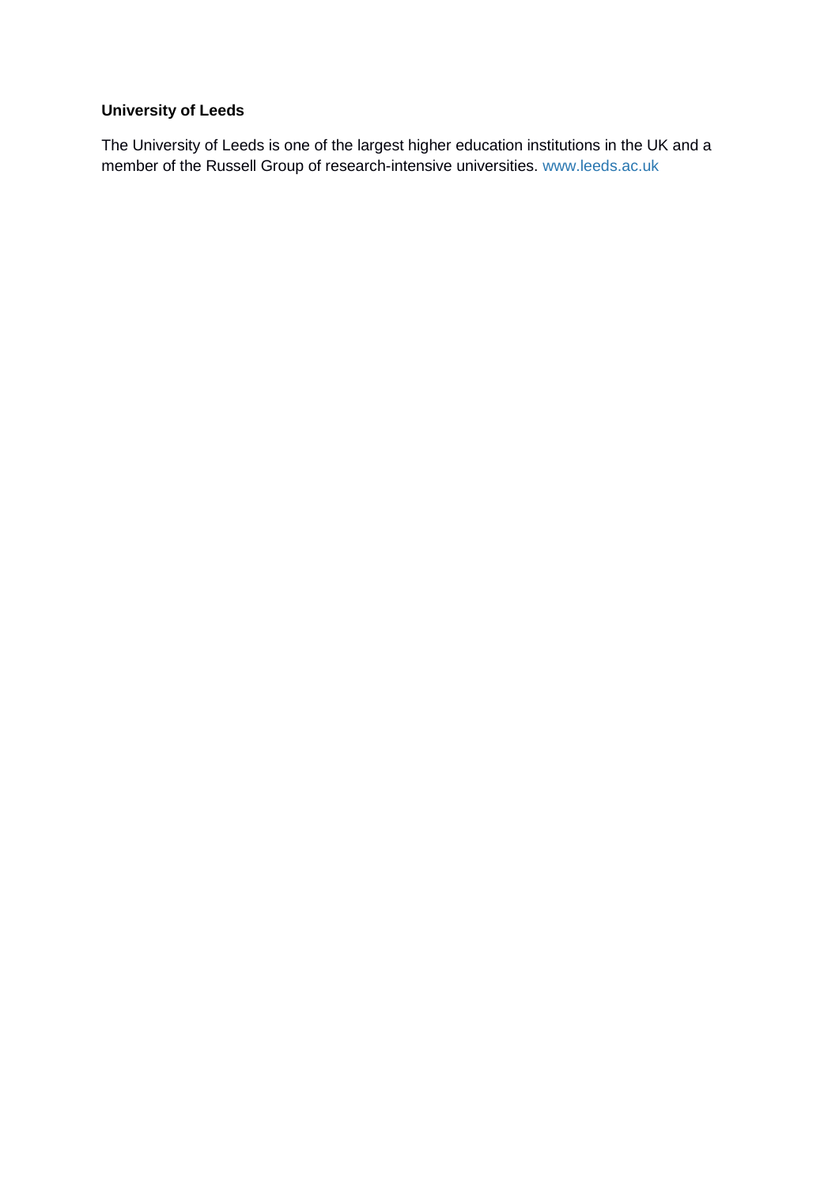**University of Leeds**

The University of Leeds is one of the largest higher education institutions in the UK and a member of the Russell Group of research-intensive universities. www.leeds.ac.uk